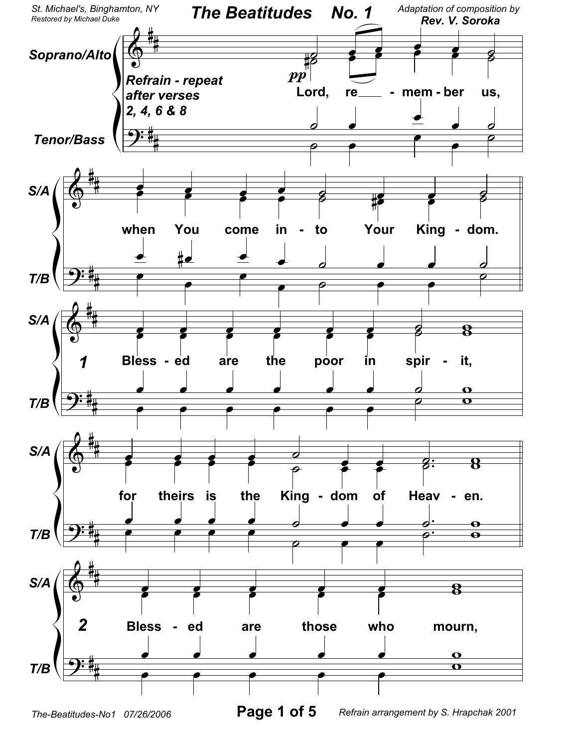# The Beatitudes No. 1

St. Michael's, Binghamton, NY
Restored by Michael Duke

Adaptation of composition by
**Rev. V. Soroka**

Soprano/Alto

Tenor/Bass

*Refrain - repeat after verses 2, 4, 6 & 8*

*pp*

Lord, re___ - mem - ber us,

when You come in - to Your King - dom.

1 Bless - ed are the poor in spir - it,

for theirs is the King - dom of Heav - en.

2 Bless - ed are those who mourn,

Refrain arrangement by S. Hrapchak 2001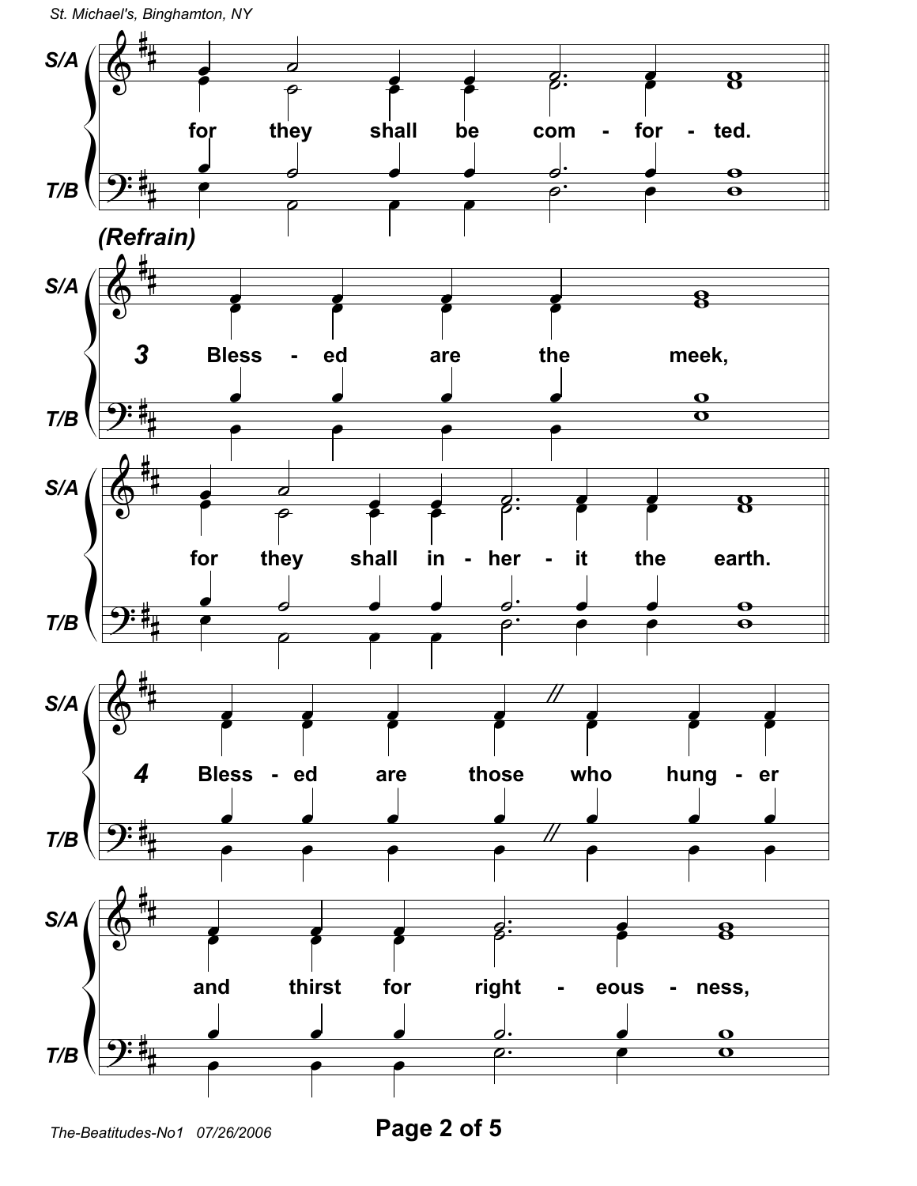for they shall be com - for - ted.

*(Refrain)*

**3** Bless - ed are the meek,

for they shall in - her - it the earth.

**4** Bless - ed are those who hung - er

and thirst for right - eous - ness,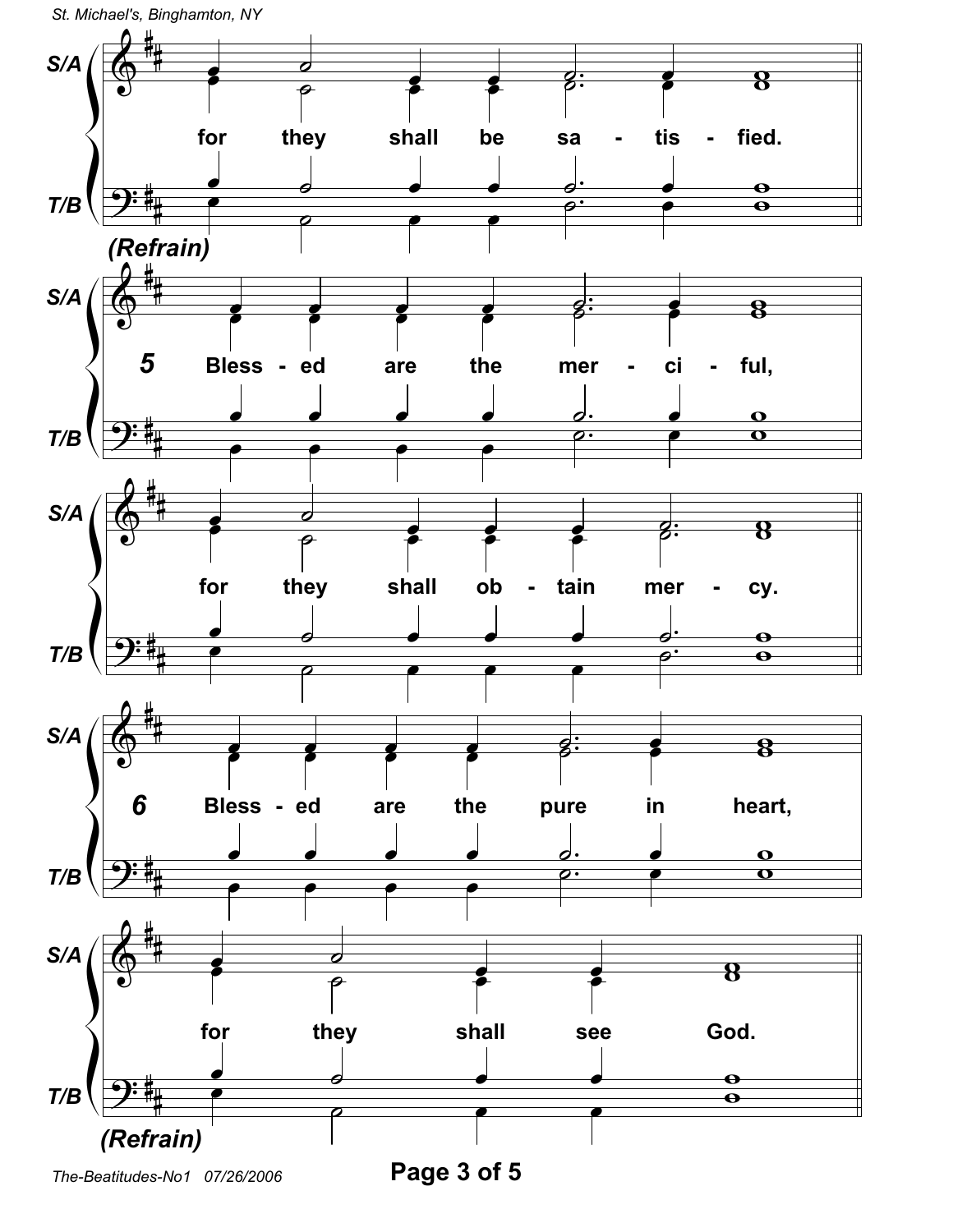**S/A**

**T/B**

for they shall be sa - tis - fied.

*(Refrain)*

**5** Bless - ed are the mer - ci - ful,

for they shall ob - tain mer - cy.

**6** Bless - ed are the pure in heart,

for they shall see God.

*(Refrain)*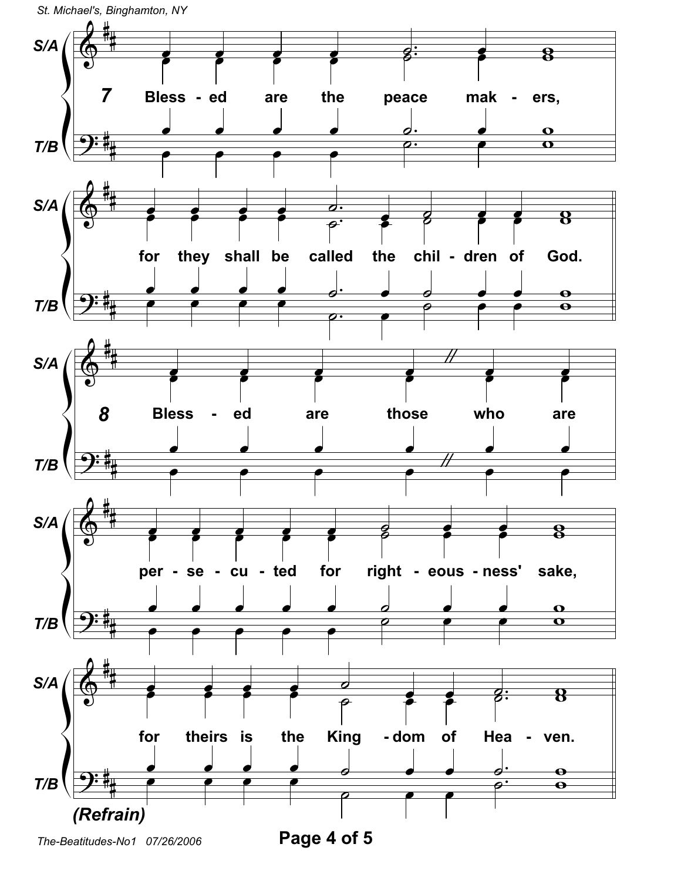**7** Bless - ed are the peace mak - ers,

for they shall be called the chil - dren of God.

**8** Bless - ed are those who are

per - se - cu - ted for right - eous - ness' sake,

for theirs is the King - dom of Hea - ven.

***(Refrain)***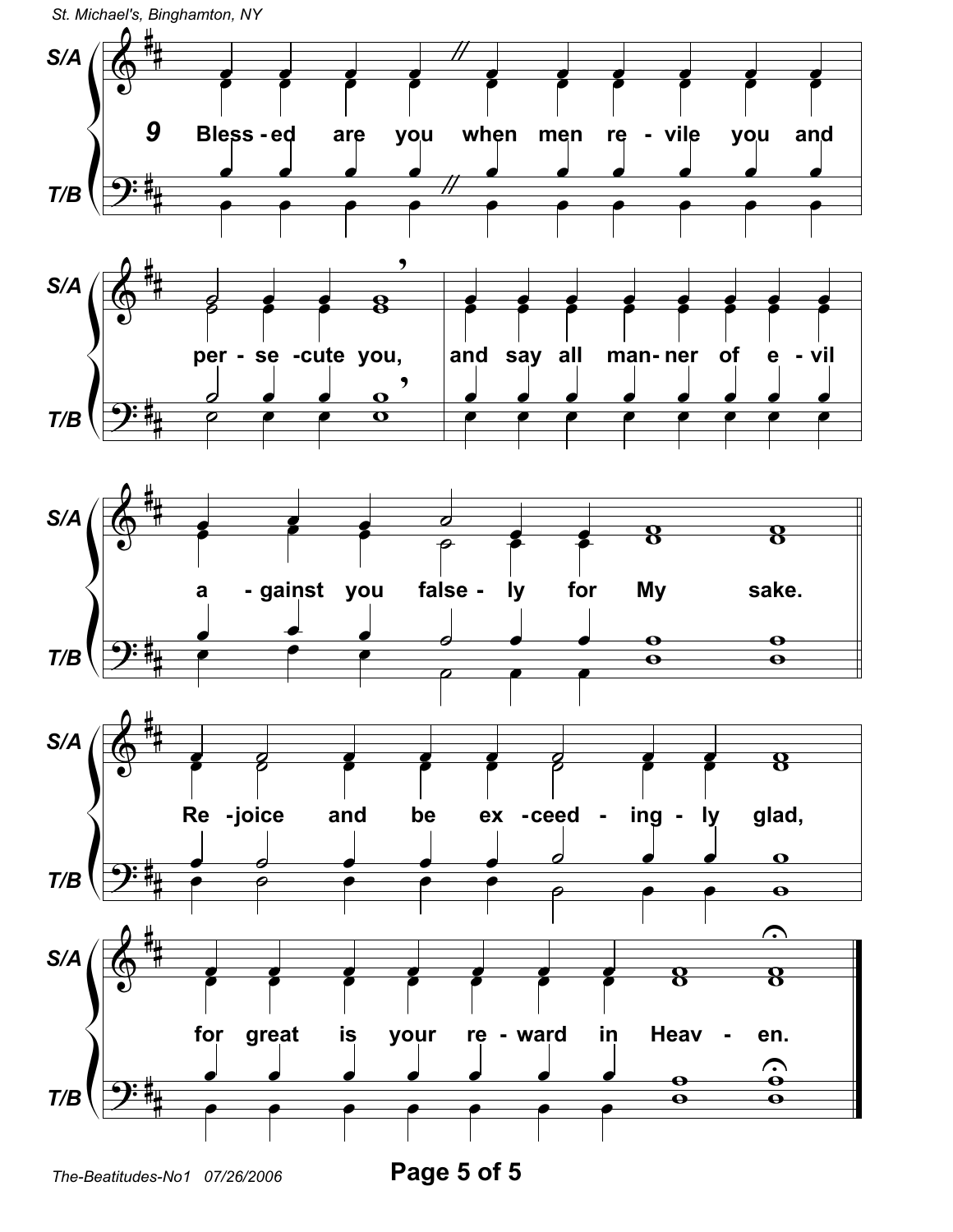9 Bless - ed are you when men re - vile you and per - se - cute you, and say all man - ner of e - vil a - gainst you false - ly for My sake.

Re - joice and be ex - ceed - ing - ly glad, for great is your re - ward in Heav - en.